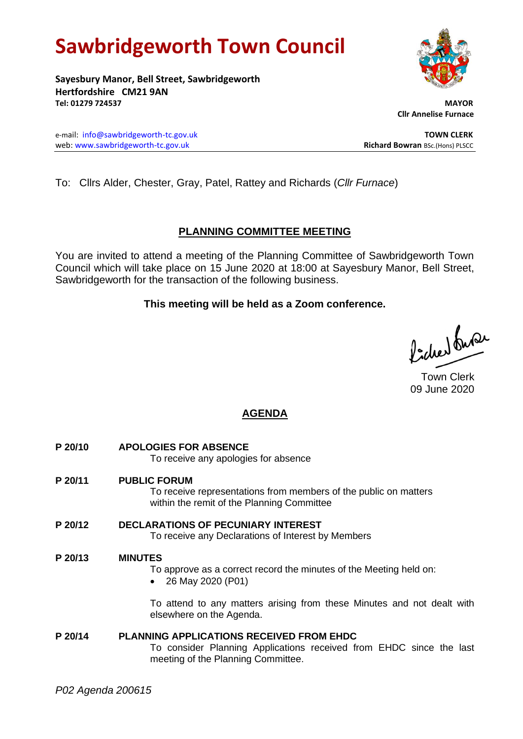# Sawbridgeworth Town Council

**Sayesbury Manor, Bell Street, Sawbridgeworth**
**Hertfordshire CM21 9AN**
**Tel: 01279 724537**

**MAYOR**
**Cllr Annelise Furnace**

e-mail: info@sawbridgeworth-tc.gov.uk
web: www.sawbridgeworth-tc.gov.uk

**TOWN CLERK**
**Richard Bowran** BSc.(Hons) PLSCC

To: Cllrs Alder, Chester, Gray, Patel, Rattey and Richards (*Cllr Furnace*)

## PLANNING COMMITTEE MEETING

You are invited to attend a meeting of the Planning Committee of Sawbridgeworth Town Council which will take place on 15 June 2020 at 18:00 at Sayesbury Manor, Bell Street, Sawbridgeworth for the transaction of the following business.

**This meeting will be held as a Zoom conference.**

Town Clerk
09 June 2020

## AGENDA

**P 20/10 APOLOGIES FOR ABSENCE**
To receive any apologies for absence

**P 20/11 PUBLIC FORUM**
To receive representations from members of the public on matters within the remit of the Planning Committee

**P 20/12 DECLARATIONS OF PECUNIARY INTEREST**
To receive any Declarations of Interest by Members

**P 20/13 MINUTES**
To approve as a correct record the minutes of the Meeting held on:

- 26 May 2020 (P01)

To attend to any matters arising from these Minutes and not dealt with elsewhere on the Agenda.

**P 20/14 PLANNING APPLICATIONS RECEIVED FROM EHDC**
To consider Planning Applications received from EHDC since the last meeting of the Planning Committee.

*P02 Agenda 200615*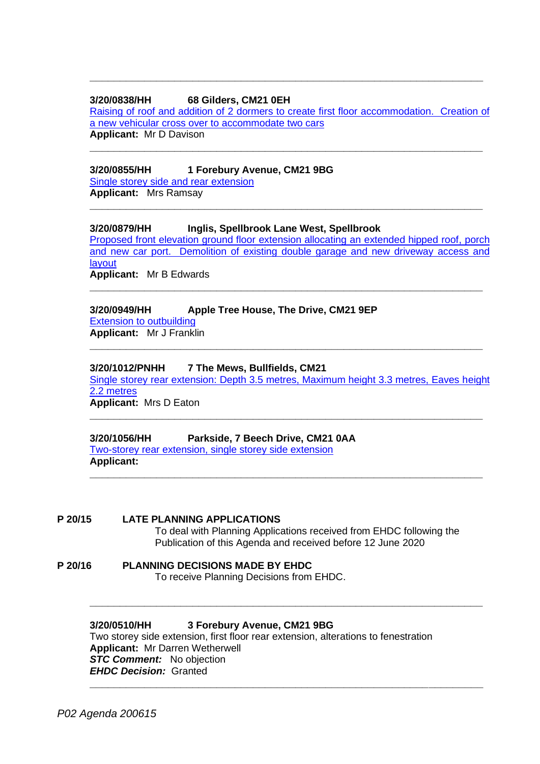---

**3/20/0838/HH 68 Gilders, CM21 0EH**
Raising of roof and addition of 2 dormers to create first floor accommodation. Creation of a new vehicular cross over to accommodate two cars
**Applicant:** Mr D Davison

---

**3/20/0855/HH 1 Forebury Avenue, CM21 9BG**
Single storey side and rear extension
**Applicant:** Mrs Ramsay

---

**3/20/0879/HH Inglis, Spellbrook Lane West, Spellbrook**
Proposed front elevation ground floor extension allocating an extended hipped roof, porch and new car port. Demolition of existing double garage and new driveway access and layout
**Applicant:** Mr B Edwards

---

**3/20/0949/HH Apple Tree House, The Drive, CM21 9EP**
Extension to outbuilding
**Applicant:** Mr J Franklin

---

**3/20/1012/PNHH 7 The Mews, Bullfields, CM21**
Single storey rear extension: Depth 3.5 metres, Maximum height 3.3 metres, Eaves height 2.2 metres
**Applicant:** Mrs D Eaton

---

**3/20/1056/HH Parkside, 7 Beech Drive, CM21 0AA**
Two-storey rear extension, single storey side extension
**Applicant:**

---

**P 20/15 LATE PLANNING APPLICATIONS**
To deal with Planning Applications received from EHDC following the Publication of this Agenda and received before 12 June 2020

**P 20/16 PLANNING DECISIONS MADE BY EHDC**
To receive Planning Decisions from EHDC.

---

**3/20/0510/HH 3 Forebury Avenue, CM21 9BG**
Two storey side extension, first floor rear extension, alterations to fenestration
**Applicant:** Mr Darren Wetherwell
***STC Comment:*** No objection
***EHDC Decision:*** Granted

---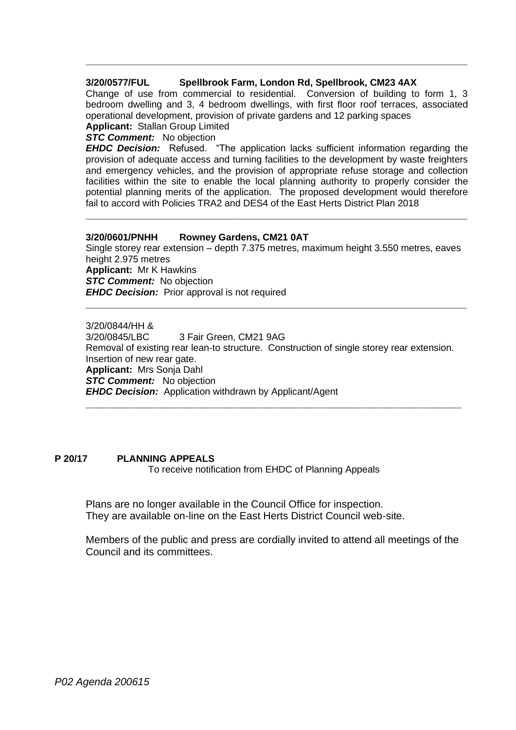---

**3/20/0577/FUL Spellbrook Farm, London Rd, Spellbrook, CM23 4AX**

Change of use from commercial to residential. Conversion of building to form 1, 3 bedroom dwelling and 3, 4 bedroom dwellings, with first floor roof terraces, associated operational development, provision of private gardens and 12 parking spaces

**Applicant:** Stallan Group Limited

***STC Comment:*** No objection

***EHDC Decision:*** Refused. "The application lacks sufficient information regarding the provision of adequate access and turning facilities to the development by waste freighters and emergency vehicles, and the provision of appropriate refuse storage and collection facilities within the site to enable the local planning authority to properly consider the potential planning merits of the application. The proposed development would therefore fail to accord with Policies TRA2 and DES4 of the East Herts District Plan 2018

---

**3/20/0601/PNHH Rowney Gardens, CM21 0AT**

Single storey rear extension – depth 7.375 metres, maximum height 3.550 metres, eaves height 2.975 metres

**Applicant:** Mr K Hawkins

***STC Comment:*** No objection

***EHDC Decision:*** Prior approval is not required

---

3/20/0844/HH &
3/20/0845/LBC 3 Fair Green, CM21 9AG

Removal of existing rear lean-to structure. Construction of single storey rear extension. Insertion of new rear gate.

**Applicant:** Mrs Sonja Dahl

***STC Comment:*** No objection

***EHDC Decision:*** Application withdrawn by Applicant/Agent

---

**P 20/17 PLANNING APPEALS**

To receive notification from EHDC of Planning Appeals

Plans are no longer available in the Council Office for inspection.
They are available on-line on the East Herts District Council web-site.

Members of the public and press are cordially invited to attend all meetings of the Council and its committees.